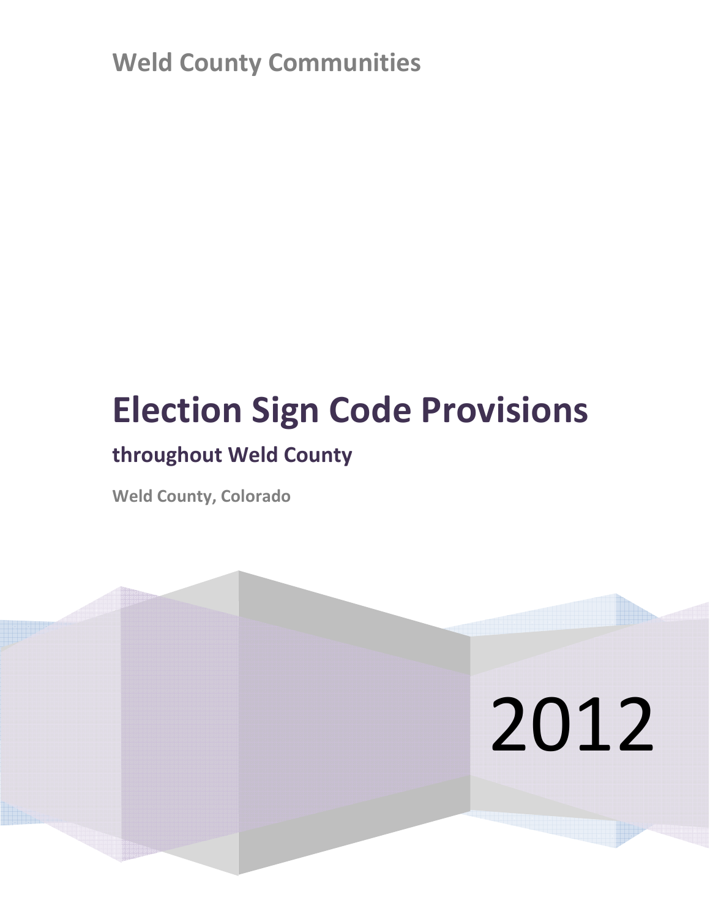Weld County Communities

# Election Sign Code Provisions

## throughout Weld County

**Weld County, Colorado**

2012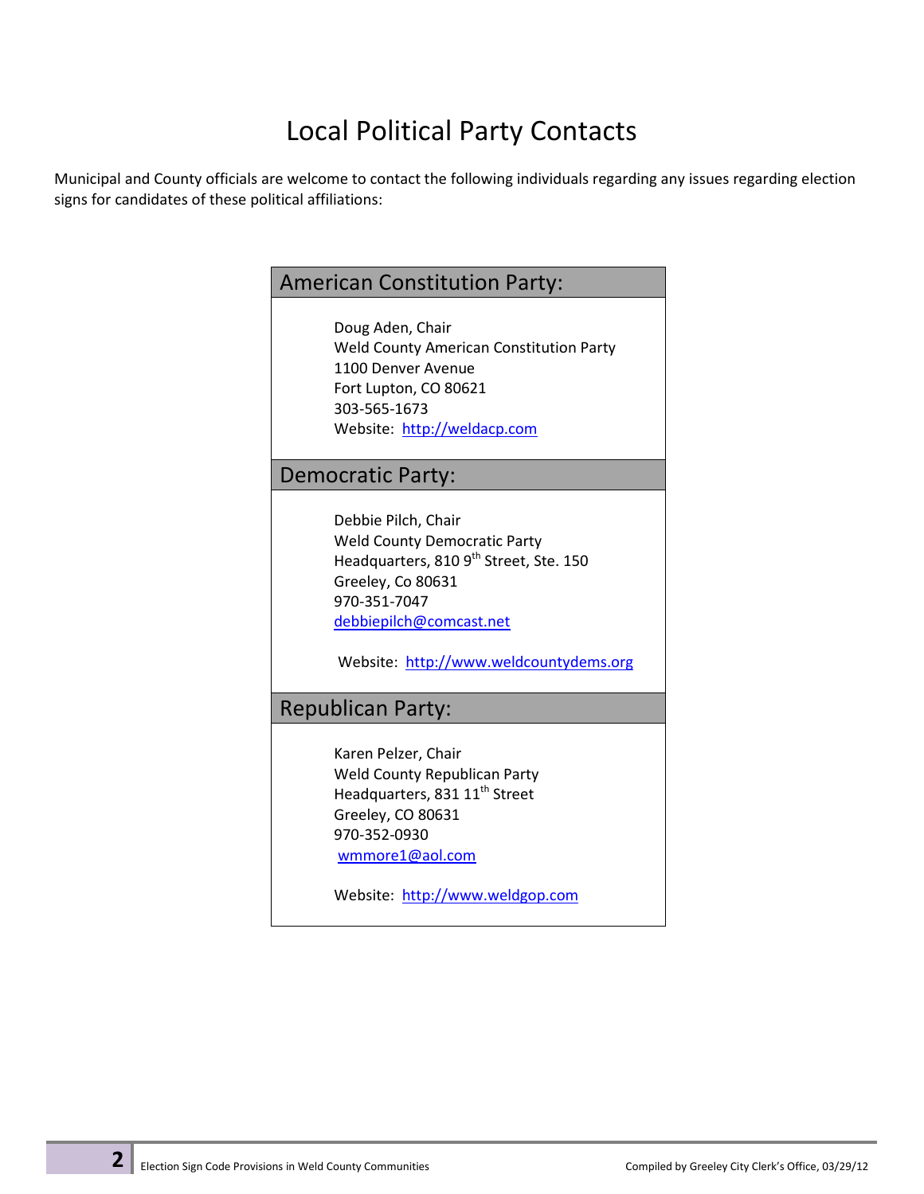# Local Political Party Contacts

Municipal and County officials are welcome to contact the following individuals regarding any issues regarding election signs for candidates of these political affiliations:

## American Constitution Party:

Doug Aden, Chair
Weld County American Constitution Party
1100 Denver Avenue
Fort Lupton, CO 80621
303-565-1673
Website: http://weldacp.com

## Democratic Party:

Debbie Pilch, Chair
Weld County Democratic Party
Headquarters, 810 9th Street, Ste. 150
Greeley, Co 80631
970-351-7047
debbiepilch@comcast.net

Website: http://www.weldcountydems.org

## Republican Party:

Karen Pelzer, Chair
Weld County Republican Party
Headquarters, 831 11th Street
Greeley, CO 80631
970-352-0930
wmmore1@aol.com

Website: http://www.weldgop.com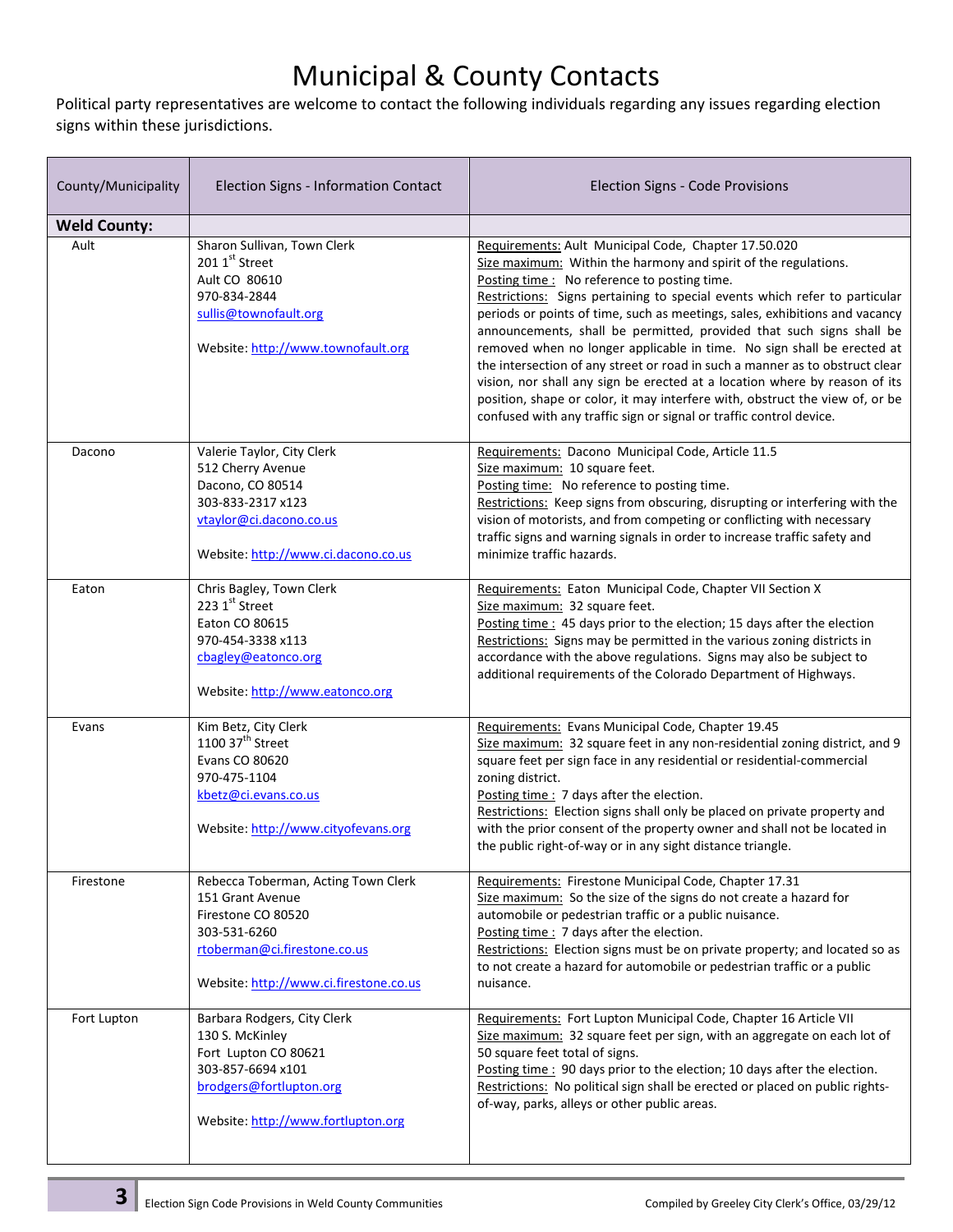# Municipal & County Contacts

Political party representatives are welcome to contact the following individuals regarding any issues regarding election signs within these jurisdictions.

| County/Municipality | Election Signs - Information Contact | Election Signs - Code Provisions |
|---|---|---|
| **Weld County:** | | |
| Ault | Sharon Sullivan, Town Clerk<br>201 1st Street<br>Ault CO 80610<br>970-834-2844<br>sullis@townofault.org<br><br>Website: http://www.townofault.org | Requirements: Ault Municipal Code, Chapter 17.50.020<br>Size maximum: Within the harmony and spirit of the regulations.<br>Posting time : No reference to posting time.<br>Restrictions: Signs pertaining to special events which refer to particular periods or points of time, such as meetings, sales, exhibitions and vacancy announcements, shall be permitted, provided that such signs shall be removed when no longer applicable in time. No sign shall be erected at the intersection of any street or road in such a manner as to obstruct clear vision, nor shall any sign be erected at a location where by reason of its position, shape or color, it may interfere with, obstruct the view of, or be confused with any traffic sign or signal or traffic control device. |
| Dacono | Valerie Taylor, City Clerk<br>512 Cherry Avenue<br>Dacono, CO 80514<br>303-833-2317 x123<br>vtaylor@ci.dacono.co.us<br><br>Website: http://www.ci.dacono.co.us | Requirements: Dacono Municipal Code, Article 11.5<br>Size maximum: 10 square feet.<br>Posting time: No reference to posting time.<br>Restrictions: Keep signs from obscuring, disrupting or interfering with the vision of motorists, and from competing or conflicting with necessary traffic signs and warning signals in order to increase traffic safety and minimize traffic hazards. |
| Eaton | Chris Bagley, Town Clerk<br>223 1st Street<br>Eaton CO 80615<br>970-454-3338 x113<br>cbagley@eatonco.org<br><br>Website: http://www.eatonco.org | Requirements: Eaton Municipal Code, Chapter VII Section X<br>Size maximum: 32 square feet.<br>Posting time : 45 days prior to the election; 15 days after the election<br>Restrictions: Signs may be permitted in the various zoning districts in accordance with the above regulations. Signs may also be subject to additional requirements of the Colorado Department of Highways. |
| Evans | Kim Betz, City Clerk<br>1100 37th Street<br>Evans CO 80620<br>970-475-1104<br>kbetz@ci.evans.co.us<br><br>Website: http://www.cityofevans.org | Requirements: Evans Municipal Code, Chapter 19.45<br>Size maximum: 32 square feet in any non-residential zoning district, and 9 square feet per sign face in any residential or residential-commercial zoning district.<br>Posting time : 7 days after the election.<br>Restrictions: Election signs shall only be placed on private property and with the prior consent of the property owner and shall not be located in the public right-of-way or in any sight distance triangle. |
| Firestone | Rebecca Toberman, Acting Town Clerk<br>151 Grant Avenue<br>Firestone CO 80520<br>303-531-6260<br>rtoberman@ci.firestone.co.us<br><br>Website: http://www.ci.firestone.co.us | Requirements: Firestone Municipal Code, Chapter 17.31<br>Size maximum: So the size of the signs do not create a hazard for automobile or pedestrian traffic or a public nuisance.<br>Posting time : 7 days after the election.<br>Restrictions: Election signs must be on private property; and located so as to not create a hazard for automobile or pedestrian traffic or a public nuisance. |
| Fort Lupton | Barbara Rodgers, City Clerk<br>130 S. McKinley<br>Fort Lupton CO 80621<br>303-857-6694 x101<br>brodgers@fortlupton.org<br><br>Website: http://www.fortlupton.org | Requirements: Fort Lupton Municipal Code, Chapter 16 Article VII<br>Size maximum: 32 square feet per sign, with an aggregate on each lot of 50 square feet total of signs.<br>Posting time : 90 days prior to the election; 10 days after the election.<br>Restrictions: No political sign shall be erected or placed on public rights-of-way, parks, alleys or other public areas. |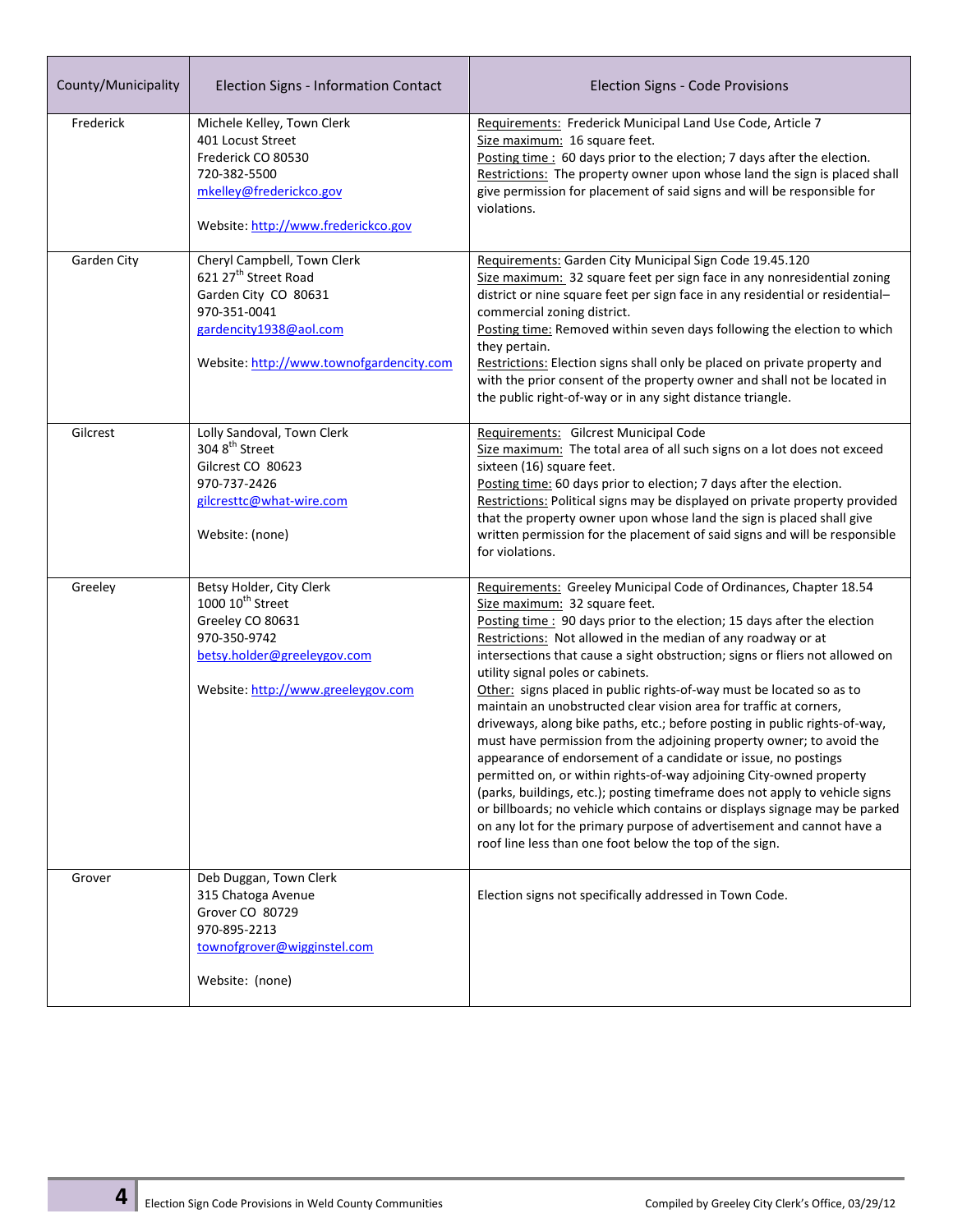| County/Municipality | Election Signs - Information Contact | Election Signs - Code Provisions |
|---|---|---|
| Frederick | Michele Kelley, Town Clerk<br>401 Locust Street<br>Frederick CO 80530<br>720-382-5500<br>mkelley@frederickco.gov<br><br>Website: http://www.frederickco.gov | Requirements: Frederick Municipal Land Use Code, Article 7<br>Size maximum: 16 square feet.<br>Posting time : 60 days prior to the election; 7 days after the election.<br>Restrictions: The property owner upon whose land the sign is placed shall give permission for placement of said signs and will be responsible for violations. |
| Garden City | Cheryl Campbell, Town Clerk<br>621 27th Street Road<br>Garden City CO 80631<br>970-351-0041<br>gardencity1938@aol.com<br><br>Website: http://www.townofgardencity.com | Requirements: Garden City Municipal Sign Code 19.45.120<br>Size maximum: 32 square feet per sign face in any nonresidential zoning district or nine square feet per sign face in any residential or residential–commercial zoning district.<br>Posting time: Removed within seven days following the election to which they pertain.<br>Restrictions: Election signs shall only be placed on private property and with the prior consent of the property owner and shall not be located in the public right-of-way or in any sight distance triangle. |
| Gilcrest | Lolly Sandoval, Town Clerk<br>304 8th Street<br>Gilcrest CO 80623<br>970-737-2426<br>gilcresttc@what-wire.com<br><br>Website: (none) | Requirements: Gilcrest Municipal Code<br>Size maximum: The total area of all such signs on a lot does not exceed sixteen (16) square feet.<br>Posting time: 60 days prior to election; 7 days after the election.<br>Restrictions: Political signs may be displayed on private property provided that the property owner upon whose land the sign is placed shall give written permission for the placement of said signs and will be responsible for violations. |
| Greeley | Betsy Holder, City Clerk<br>1000 10th Street<br>Greeley CO 80631<br>970-350-9742<br>betsy.holder@greeleygov.com<br><br>Website: http://www.greeleygov.com | Requirements: Greeley Municipal Code of Ordinances, Chapter 18.54<br>Size maximum: 32 square feet.<br>Posting time : 90 days prior to the election; 15 days after the election<br>Restrictions: Not allowed in the median of any roadway or at intersections that cause a sight obstruction; signs or fliers not allowed on utility signal poles or cabinets.<br>Other: signs placed in public rights-of-way must be located so as to maintain an unobstructed clear vision area for traffic at corners, driveways, along bike paths, etc.; before posting in public rights-of-way, must have permission from the adjoining property owner; to avoid the appearance of endorsement of a candidate or issue, no postings permitted on, or within rights-of-way adjoining City-owned property (parks, buildings, etc.); posting timeframe does not apply to vehicle signs or billboards; no vehicle which contains or displays signage may be parked on any lot for the primary purpose of advertisement and cannot have a roof line less than one foot below the top of the sign. |
| Grover | Deb Duggan, Town Clerk<br>315 Chatoga Avenue<br>Grover CO 80729<br>970-895-2213<br>townofgrover@wigginstel.com<br><br>Website: (none) | Election signs not specifically addressed in Town Code. |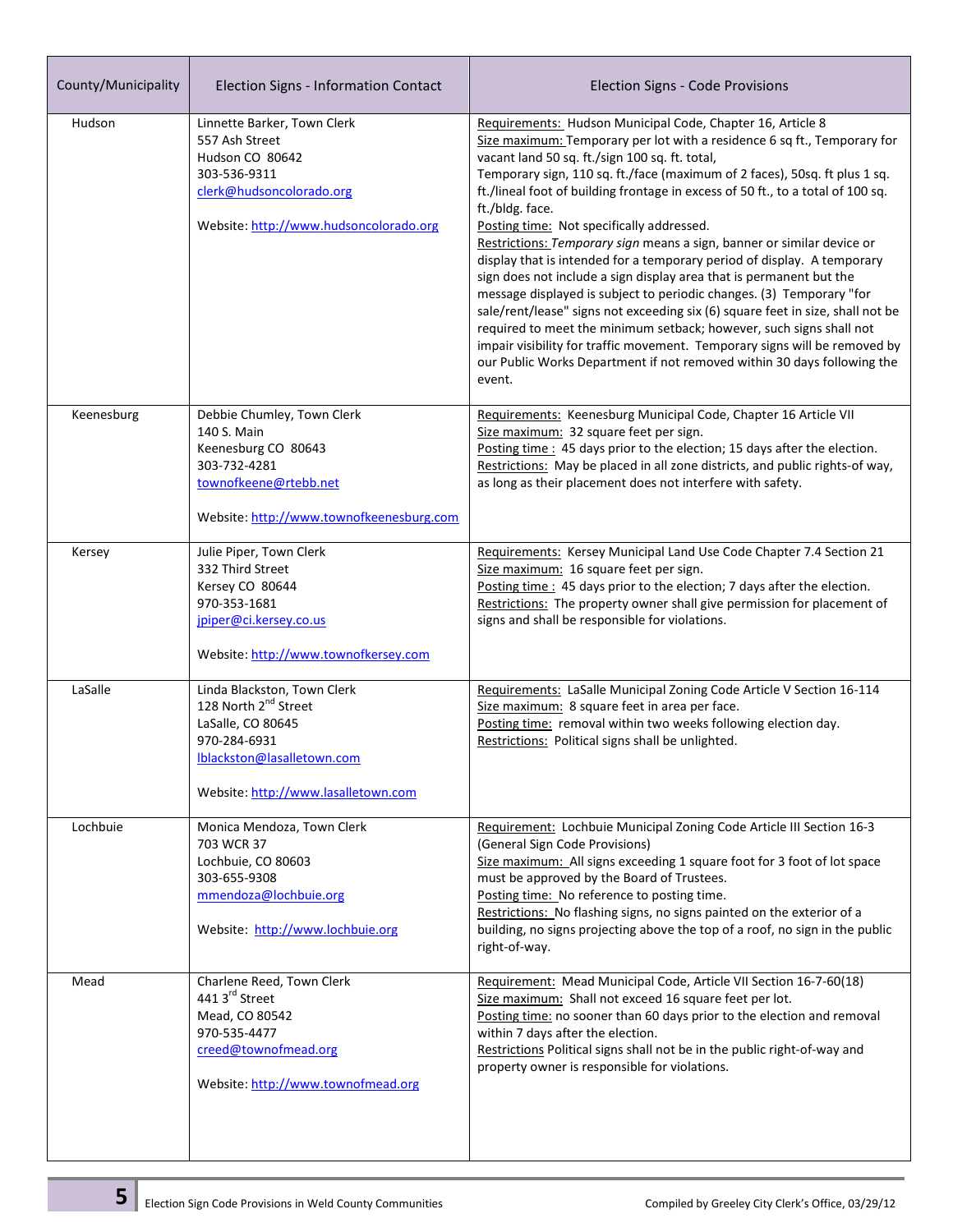| County/Municipality | Election Signs - Information Contact | Election Signs - Code Provisions |
|---|---|---|
| Hudson | Linnette Barker, Town Clerk<br>557 Ash Street<br>Hudson CO 80642<br>303-536-9311<br>clerk@hudsoncolorado.org<br><br>Website: http://www.hudsoncolorado.org | Requirements: Hudson Municipal Code, Chapter 16, Article 8<br>Size maximum: Temporary per lot with a residence 6 sq ft., Temporary for vacant land 50 sq. ft./sign 100 sq. ft. total,<br>Temporary sign, 110 sq. ft./face (maximum of 2 faces), 50sq. ft plus 1 sq. ft./lineal foot of building frontage in excess of 50 ft., to a total of 100 sq. ft./bldg. face.<br>Posting time: Not specifically addressed.<br>Restrictions: *Temporary sign* means a sign, banner or similar device or display that is intended for a temporary period of display. A temporary sign does not include a sign display area that is permanent but the message displayed is subject to periodic changes. (3) Temporary "for sale/rent/lease" signs not exceeding six (6) square feet in size, shall not be required to meet the minimum setback; however, such signs shall not impair visibility for traffic movement. Temporary signs will be removed by our Public Works Department if not removed within 30 days following the event. |
| Keenesburg | Debbie Chumley, Town Clerk<br>140 S. Main<br>Keenesburg CO 80643<br>303-732-4281<br>townofkeene@rtebb.net<br><br>Website: http://www.townofkeenesburg.com | Requirements: Keenesburg Municipal Code, Chapter 16 Article VII<br>Size maximum: 32 square feet per sign.<br>Posting time : 45 days prior to the election; 15 days after the election.<br>Restrictions: May be placed in all zone districts, and public rights-of way, as long as their placement does not interfere with safety. |
| Kersey | Julie Piper, Town Clerk<br>332 Third Street<br>Kersey CO 80644<br>970-353-1681<br>jpiper@ci.kersey.co.us<br><br>Website: http://www.townofkersey.com | Requirements: Kersey Municipal Land Use Code Chapter 7.4 Section 21<br>Size maximum: 16 square feet per sign.<br>Posting time : 45 days prior to the election; 7 days after the election.<br>Restrictions: The property owner shall give permission for placement of signs and shall be responsible for violations. |
| LaSalle | Linda Blackston, Town Clerk<br>128 North 2nd Street<br>LaSalle, CO 80645<br>970-284-6931<br>lblackston@lasalletown.com<br><br>Website: http://www.lasalletown.com | Requirements: LaSalle Municipal Zoning Code Article V Section 16-114<br>Size maximum: 8 square feet in area per face.<br>Posting time: removal within two weeks following election day.<br>Restrictions: Political signs shall be unlighted. |
| Lochbuie | Monica Mendoza, Town Clerk<br>703 WCR 37<br>Lochbuie, CO 80603<br>303-655-9308<br>mmendoza@lochbuie.org<br><br>Website: http://www.lochbuie.org | Requirement: Lochbuie Municipal Zoning Code Article III Section 16-3 (General Sign Code Provisions)<br>Size maximum: All signs exceeding 1 square foot for 3 foot of lot space must be approved by the Board of Trustees.<br>Posting time: No reference to posting time.<br>Restrictions: No flashing signs, no signs painted on the exterior of a building, no signs projecting above the top of a roof, no sign in the public right-of-way. |
| Mead | Charlene Reed, Town Clerk<br>441 3rd Street<br>Mead, CO 80542<br>970-535-4477<br>creed@townofmead.org<br><br>Website: http://www.townofmead.org | Requirement: Mead Municipal Code, Article VII Section 16-7-60(18)<br>Size maximum: Shall not exceed 16 square feet per lot.<br>Posting time: no sooner than 60 days prior to the election and removal within 7 days after the election.<br>Restrictions Political signs shall not be in the public right-of-way and property owner is responsible for violations. |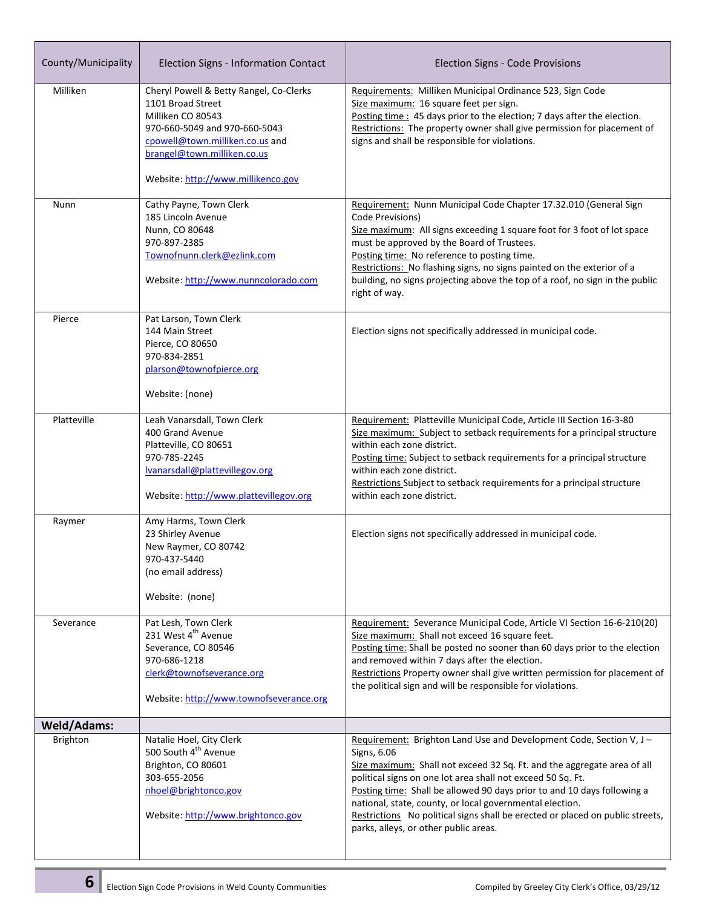| County/Municipality | Election Signs - Information Contact | Election Signs - Code Provisions |
|---|---|---|
| Milliken | Cheryl Powell & Betty Rangel, Co-Clerks<br>1101 Broad Street<br>Milliken CO 80543<br>970-660-5049 and 970-660-5043<br>cpowell@town.milliken.co.us and brangel@town.milliken.co.us<br><br>Website: http://www.millikenco.gov | Requirements: Milliken Municipal Ordinance 523, Sign Code<br>Size maximum: 16 square feet per sign.<br>Posting time : 45 days prior to the election; 7 days after the election.<br>Restrictions: The property owner shall give permission for placement of signs and shall be responsible for violations. |
| Nunn | Cathy Payne, Town Clerk<br>185 Lincoln Avenue<br>Nunn, CO 80648<br>970-897-2385<br>Townofnunn.clerk@ezlink.com<br><br>Website: http://www.nunncolorado.com | Requirement: Nunn Municipal Code Chapter 17.32.010 (General Sign Code Provisions)<br>Size maximum: All signs exceeding 1 square foot for 3 foot of lot space must be approved by the Board of Trustees.<br>Posting time: No reference to posting time.<br>Restrictions: No flashing signs, no signs painted on the exterior of a building, no signs projecting above the top of a roof, no sign in the public right of way. |
| Pierce | Pat Larson, Town Clerk<br>144 Main Street<br>Pierce, CO 80650<br>970-834-2851<br>plarson@townofpierce.org<br><br>Website: (none) | Election signs not specifically addressed in municipal code. |
| Platteville | Leah Vanarsdall, Town Clerk<br>400 Grand Avenue<br>Platteville, CO 80651<br>970-785-2245<br>lvanarsdall@plattevillegov.org<br><br>Website: http://www.plattevillegov.org | Requirement: Platteville Municipal Code, Article III Section 16-3-80<br>Size maximum: Subject to setback requirements for a principal structure within each zone district.<br>Posting time: Subject to setback requirements for a principal structure within each zone district.<br>Restrictions Subject to setback requirements for a principal structure within each zone district. |
| Raymer | Amy Harms, Town Clerk<br>23 Shirley Avenue<br>New Raymer, CO 80742<br>970-437-5440<br>(no email address)<br><br>Website: (none) | Election signs not specifically addressed in municipal code. |
| Severance | Pat Lesh, Town Clerk<br>231 West 4th Avenue<br>Severance, CO 80546<br>970-686-1218<br>clerk@townofseverance.org<br><br>Website: http://www.townofseverance.org | Requirement: Severance Municipal Code, Article VI Section 16-6-210(20)<br>Size maximum: Shall not exceed 16 square feet.<br>Posting time: Shall be posted no sooner than 60 days prior to the election and removed within 7 days after the election.<br>Restrictions Property owner shall give written permission for placement of the political sign and will be responsible for violations. |
| **Weld/Adams:** | | |
| Brighton | Natalie Hoel, City Clerk<br>500 South 4th Avenue<br>Brighton, CO 80601<br>303-655-2056<br>nhoel@brightonco.gov<br><br>Website: http://www.brightonco.gov | Requirement: Brighton Land Use and Development Code, Section V, J – Signs, 6.06<br>Size maximum: Shall not exceed 32 Sq. Ft. and the aggregate area of all political signs on one lot area shall not exceed 50 Sq. Ft.<br>Posting time: Shall be allowed 90 days prior to and 10 days following a national, state, county, or local governmental election.<br>Restrictions No political signs shall be erected or placed on public streets, parks, alleys, or other public areas. |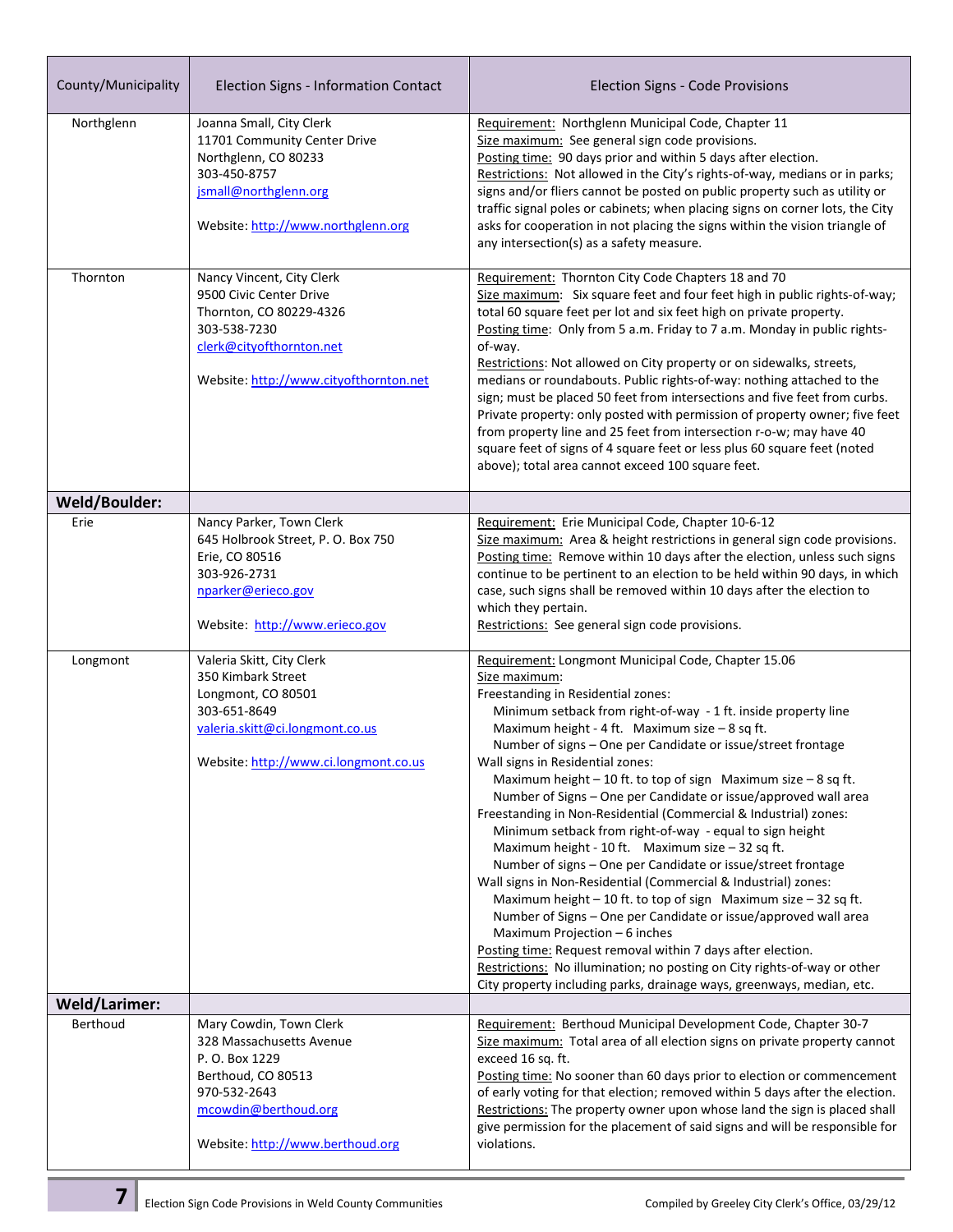| County/Municipality | Election Signs - Information Contact | Election Signs - Code Provisions |
|---|---|---|
| Northglenn | Joanna Small, City Clerk<br>11701 Community Center Drive<br>Northglenn, CO 80233<br>303-450-8757<br>jsmall@northglenn.org<br><br>Website: http://www.northglenn.org | Requirement: Northglenn Municipal Code, Chapter 11<br>Size maximum: See general sign code provisions.<br>Posting time: 90 days prior and within 5 days after election.<br>Restrictions: Not allowed in the City's rights-of-way, medians or in parks; signs and/or fliers cannot be posted on public property such as utility or traffic signal poles or cabinets; when placing signs on corner lots, the City asks for cooperation in not placing the signs within the vision triangle of any intersection(s) as a safety measure. |
| Thornton | Nancy Vincent, City Clerk<br>9500 Civic Center Drive<br>Thornton, CO 80229-4326<br>303-538-7230<br>clerk@cityofthornton.net<br><br>Website: http://www.cityofthornton.net | Requirement: Thornton City Code Chapters 18 and 70<br>Size maximum: Six square feet and four feet high in public rights-of-way; total 60 square feet per lot and six feet high on private property.<br>Posting time: Only from 5 a.m. Friday to 7 a.m. Monday in public rights-of-way.<br>Restrictions: Not allowed on City property or on sidewalks, streets, medians or roundabouts. Public rights-of-way: nothing attached to the sign; must be placed 50 feet from intersections and five feet from curbs. Private property: only posted with permission of property owner; five feet from property line and 25 feet from intersection r-o-w; may have 40 square feet of signs of 4 square feet or less plus 60 square feet (noted above); total area cannot exceed 100 square feet. |
| **Weld/Boulder:** | | |
| Erie | Nancy Parker, Town Clerk<br>645 Holbrook Street, P. O. Box 750<br>Erie, CO 80516<br>303-926-2731<br>nparker@erieco.gov<br><br>Website: http://www.erieco.gov | Requirement: Erie Municipal Code, Chapter 10-6-12<br>Size maximum: Area & height restrictions in general sign code provisions.<br>Posting time: Remove within 10 days after the election, unless such signs continue to be pertinent to an election to be held within 90 days, in which case, such signs shall be removed within 10 days after the election to which they pertain.<br>Restrictions: See general sign code provisions. |
| Longmont | Valeria Skitt, City Clerk<br>350 Kimbark Street<br>Longmont, CO 80501<br>303-651-8649<br>valeria.skitt@ci.longmont.co.us<br><br>Website: http://www.ci.longmont.co.us | Requirement: Longmont Municipal Code, Chapter 15.06<br>Size maximum:<br>Freestanding in Residential zones:<br>Minimum setback from right-of-way - 1 ft. inside property line<br>Maximum height - 4 ft. Maximum size – 8 sq ft.<br>Number of signs – One per Candidate or issue/street frontage<br>Wall signs in Residential zones:<br>Maximum height – 10 ft. to top of sign Maximum size – 8 sq ft.<br>Number of Signs – One per Candidate or issue/approved wall area<br>Freestanding in Non-Residential (Commercial & Industrial) zones:<br>Minimum setback from right-of-way - equal to sign height<br>Maximum height - 10 ft. Maximum size – 32 sq ft.<br>Number of signs – One per Candidate or issue/street frontage<br>Wall signs in Non-Residential (Commercial & Industrial) zones:<br>Maximum height – 10 ft. to top of sign Maximum size – 32 sq ft.<br>Number of Signs – One per Candidate or issue/approved wall area<br>Maximum Projection – 6 inches<br>Posting time: Request removal within 7 days after election.<br>Restrictions: No illumination; no posting on City rights-of-way or other City property including parks, drainage ways, greenways, median, etc. |
| **Weld/Larimer:** | | |
| Berthoud | Mary Cowdin, Town Clerk<br>328 Massachusetts Avenue<br>P. O. Box 1229<br>Berthoud, CO 80513<br>970-532-2643<br>mcowdin@berthoud.org<br><br>Website: http://www.berthoud.org | Requirement: Berthoud Municipal Development Code, Chapter 30-7<br>Size maximum: Total area of all election signs on private property cannot exceed 16 sq. ft.<br>Posting time: No sooner than 60 days prior to election or commencement of early voting for that election; removed within 5 days after the election.<br>Restrictions: The property owner upon whose land the sign is placed shall give permission for the placement of said signs and will be responsible for violations. |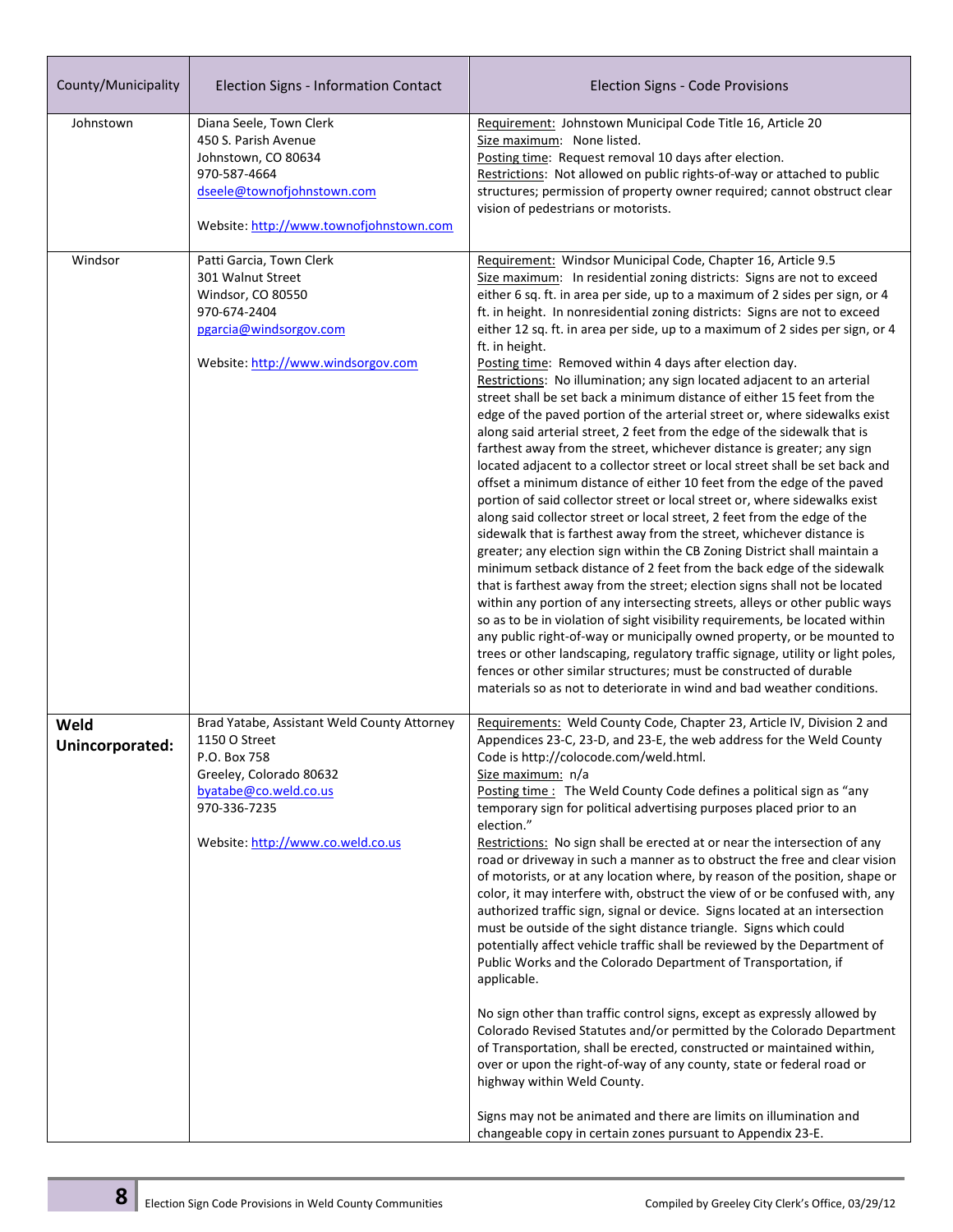| County/Municipality | Election Signs - Information Contact | Election Signs - Code Provisions |
|---|---|---|
| Johnstown | Diana Seele, Town Clerk<br>450 S. Parish Avenue<br>Johnstown, CO 80634<br>970-587-4664<br>dseele@townofjohnstown.com<br><br>Website: http://www.townofjohnstown.com | Requirement: Johnstown Municipal Code Title 16, Article 20<br>Size maximum: None listed.<br>Posting time: Request removal 10 days after election.<br>Restrictions: Not allowed on public rights-of-way or attached to public structures; permission of property owner required; cannot obstruct clear vision of pedestrians or motorists. |
| Windsor | Patti Garcia, Town Clerk<br>301 Walnut Street<br>Windsor, CO 80550<br>970-674-2404<br>pgarcia@windsorgov.com<br><br>Website: http://www.windsorgov.com | Requirement: Windsor Municipal Code, Chapter 16, Article 9.5<br>Size maximum: In residential zoning districts: Signs are not to exceed either 6 sq. ft. in area per side, up to a maximum of 2 sides per sign, or 4 ft. in height. In nonresidential zoning districts: Signs are not to exceed either 12 sq. ft. in area per side, up to a maximum of 2 sides per sign, or 4 ft. in height.<br>Posting time: Removed within 4 days after election day.<br>Restrictions: No illumination; any sign located adjacent to an arterial street shall be set back a minimum distance of either 15 feet from the edge of the paved portion of the arterial street or, where sidewalks exist along said arterial street, 2 feet from the edge of the sidewalk that is farthest away from the street, whichever distance is greater; any sign located adjacent to a collector street or local street shall be set back and offset a minimum distance of either 10 feet from the edge of the paved portion of said collector street or local street or, where sidewalks exist along said collector street or local street, 2 feet from the edge of the sidewalk that is farthest away from the street, whichever distance is greater; any election sign within the CB Zoning District shall maintain a minimum setback distance of 2 feet from the back edge of the sidewalk that is farthest away from the street; election signs shall not be located within any portion of any intersecting streets, alleys or other public ways so as to be in violation of sight visibility requirements, be located within any public right-of-way or municipally owned property, or be mounted to trees or other landscaping, regulatory traffic signage, utility or light poles, fences or other similar structures; must be constructed of durable materials so as not to deteriorate in wind and bad weather conditions. |
| **Weld Unincorporated:** | Brad Yatabe, Assistant Weld County Attorney<br>1150 O Street<br>P.O. Box 758<br>Greeley, Colorado 80632<br>byatabe@co.weld.co.us<br>970-336-7235<br><br>Website: http://www.co.weld.co.us | Requirements: Weld County Code, Chapter 23, Article IV, Division 2 and Appendices 23-C, 23-D, and 23-E, the web address for the Weld County Code is http://colocode.com/weld.html.<br>Size maximum: n/a<br>Posting time : The Weld County Code defines a political sign as "any temporary sign for political advertising purposes placed prior to an election."<br>Restrictions: No sign shall be erected at or near the intersection of any road or driveway in such a manner as to obstruct the free and clear vision of motorists, or at any location where, by reason of the position, shape or color, it may interfere with, obstruct the view of or be confused with, any authorized traffic sign, signal or device. Signs located at an intersection must be outside of the sight distance triangle. Signs which could potentially affect vehicle traffic shall be reviewed by the Department of Public Works and the Colorado Department of Transportation, if applicable.<br><br>No sign other than traffic control signs, except as expressly allowed by Colorado Revised Statutes and/or permitted by the Colorado Department of Transportation, shall be erected, constructed or maintained within, over or upon the right-of-way of any county, state or federal road or highway within Weld County.<br><br>Signs may not be animated and there are limits on illumination and changeable copy in certain zones pursuant to Appendix 23-E. |